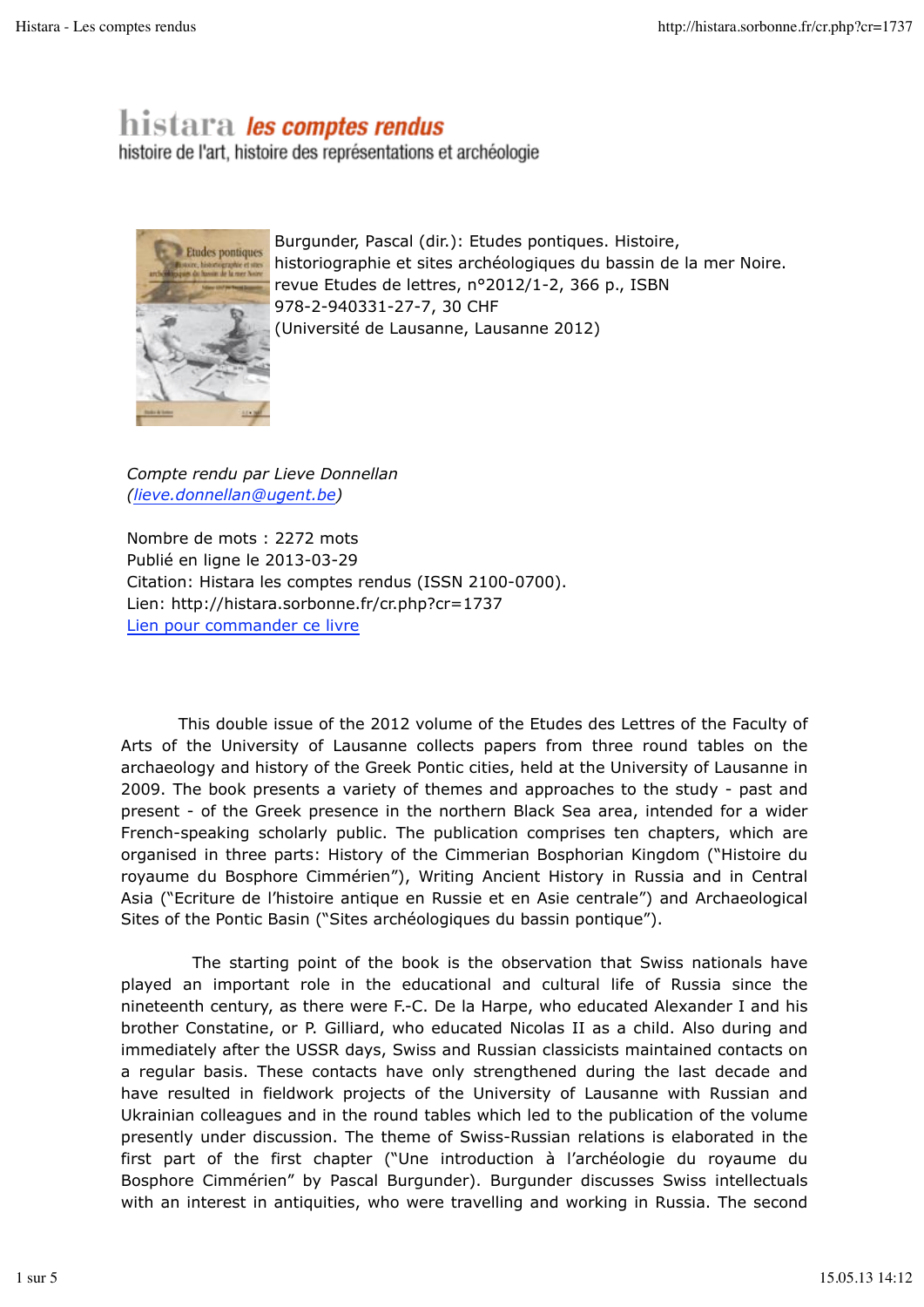# histara *les comptes rendus*

histoire de l'art, histoire des représentations et archéologie

Burgunder, Pascal (dir.): Etudes pontiques. Histoire, historiographie et sites archéologiques du bassin de la mer Noire. revue Etudes de lettres, n°2012/1-2, 366 p., ISBN 978-2-940331-27-7, 30 CHF
(Université de Lausanne, Lausanne 2012)

*Compte rendu par Lieve Donnellan*
*(lieve.donnellan@ugent.be)*

Nombre de mots : 2272 mots
Publié en ligne le 2013-03-29
Citation: Histara les comptes rendus (ISSN 2100-0700).
Lien: http://histara.sorbonne.fr/cr.php?cr=1737
Lien pour commander ce livre

This double issue of the 2012 volume of the Etudes des Lettres of the Faculty of Arts of the University of Lausanne collects papers from three round tables on the archaeology and history of the Greek Pontic cities, held at the University of Lausanne in 2009. The book presents a variety of themes and approaches to the study - past and present - of the Greek presence in the northern Black Sea area, intended for a wider French-speaking scholarly public. The publication comprises ten chapters, which are organised in three parts: History of the Cimmerian Bosphorian Kingdom ("Histoire du royaume du Bosphore Cimmérien"), Writing Ancient History in Russia and in Central Asia ("Ecriture de l'histoire antique en Russie et en Asie centrale") and Archaeological Sites of the Pontic Basin ("Sites archéologiques du bassin pontique").

The starting point of the book is the observation that Swiss nationals have played an important role in the educational and cultural life of Russia since the nineteenth century, as there were F.-C. De la Harpe, who educated Alexander I and his brother Constatine, or P. Gilliard, who educated Nicolas II as a child. Also during and immediately after the USSR days, Swiss and Russian classicists maintained contacts on a regular basis. These contacts have only strengthened during the last decade and have resulted in fieldwork projects of the University of Lausanne with Russian and Ukrainian colleagues and in the round tables which led to the publication of the volume presently under discussion. The theme of Swiss-Russian relations is elaborated in the first part of the first chapter ("Une introduction à l'archéologie du royaume du Bosphore Cimmérien" by Pascal Burgunder). Burgunder discusses Swiss intellectuals with an interest in antiquities, who were travelling and working in Russia. The second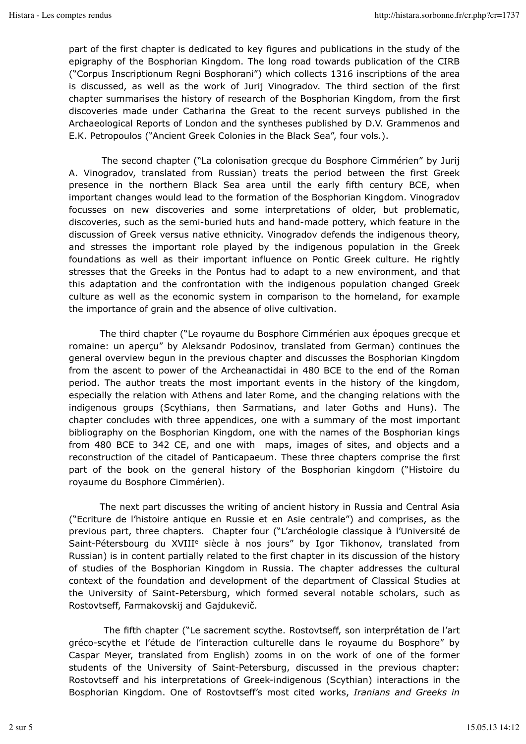part of the first chapter is dedicated to key figures and publications in the study of the epigraphy of the Bosphorian Kingdom. The long road towards publication of the CIRB ("Corpus Inscriptionum Regni Bosphorani") which collects 1316 inscriptions of the area is discussed, as well as the work of Jurij Vinogradov. The third section of the first chapter summarises the history of research of the Bosphorian Kingdom, from the first discoveries made under Catharina the Great to the recent surveys published in the Archaeological Reports of London and the syntheses published by D.V. Grammenos and E.K. Petropoulos ("Ancient Greek Colonies in the Black Sea", four vols.).

The second chapter ("La colonisation grecque du Bosphore Cimmérien" by Jurij A. Vinogradov, translated from Russian) treats the period between the first Greek presence in the northern Black Sea area until the early fifth century BCE, when important changes would lead to the formation of the Bosphorian Kingdom. Vinogradov focusses on new discoveries and some interpretations of older, but problematic, discoveries, such as the semi-buried huts and hand-made pottery, which feature in the discussion of Greek versus native ethnicity. Vinogradov defends the indigenous theory, and stresses the important role played by the indigenous population in the Greek foundations as well as their important influence on Pontic Greek culture. He rightly stresses that the Greeks in the Pontus had to adapt to a new environment, and that this adaptation and the confrontation with the indigenous population changed Greek culture as well as the economic system in comparison to the homeland, for example the importance of grain and the absence of olive cultivation.

The third chapter ("Le royaume du Bosphore Cimmérien aux époques grecque et romaine: un aperçu" by Aleksandr Podosinov, translated from German) continues the general overview begun in the previous chapter and discusses the Bosphorian Kingdom from the ascent to power of the Archeanactidai in 480 BCE to the end of the Roman period. The author treats the most important events in the history of the kingdom, especially the relation with Athens and later Rome, and the changing relations with the indigenous groups (Scythians, then Sarmatians, and later Goths and Huns). The chapter concludes with three appendices, one with a summary of the most important bibliography on the Bosphorian Kingdom, one with the names of the Bosphorian kings from 480 BCE to 342 CE, and one with maps, images of sites, and objects and a reconstruction of the citadel of Panticapaeum. These three chapters comprise the first part of the book on the general history of the Bosphorian kingdom ("Histoire du royaume du Bosphore Cimmérien).

The next part discusses the writing of ancient history in Russia and Central Asia ("Ecriture de l'histoire antique en Russie et en Asie centrale") and comprises, as the previous part, three chapters. Chapter four ("L'archéologie classique à l'Université de Saint-Pétersbourg du XVIII$^{e}$ siècle à nos jours" by Igor Tikhonov, translated from Russian) is in content partially related to the first chapter in its discussion of the history of studies of the Bosphorian Kingdom in Russia. The chapter addresses the cultural context of the foundation and development of the department of Classical Studies at the University of Saint-Petersburg, which formed several notable scholars, such as Rostovtseff, Farmakovskij and Gajdukevič.

The fifth chapter ("Le sacrement scythe. Rostovtseff, son interprétation de l'art gréco-scythe et l'étude de l'interaction culturelle dans le royaume du Bosphore" by Caspar Meyer, translated from English) zooms in on the work of one of the former students of the University of Saint-Petersburg, discussed in the previous chapter: Rostovtseff and his interpretations of Greek-indigenous (Scythian) interactions in the Bosphorian Kingdom. One of Rostovtseff's most cited works, *Iranians and Greeks in*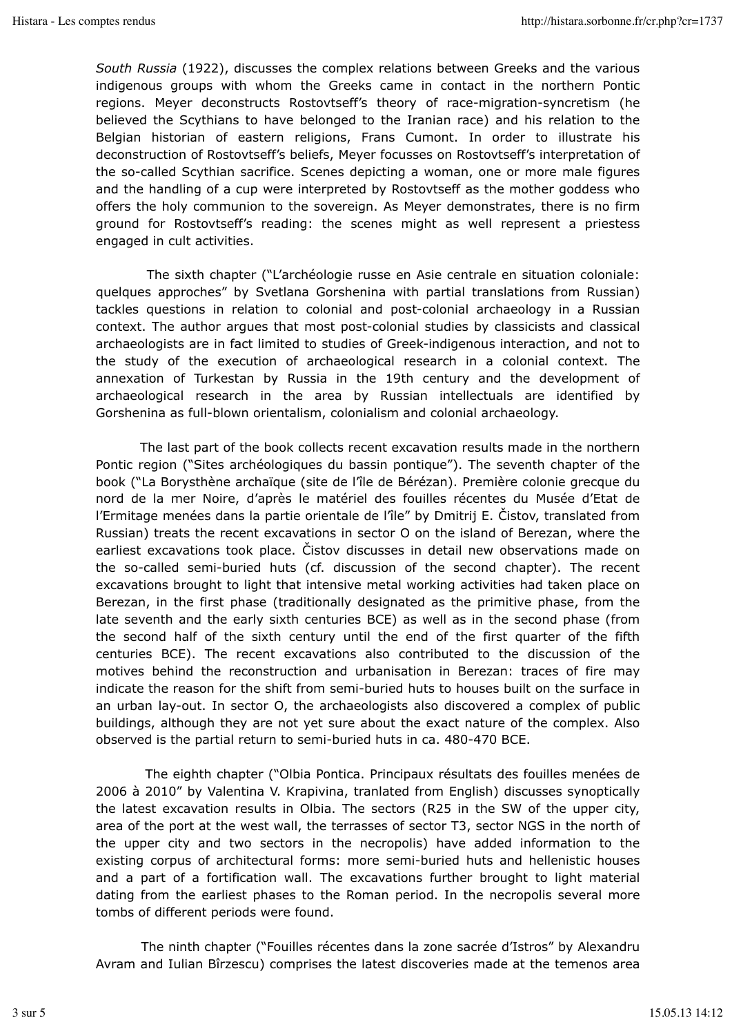*South Russia* (1922), discusses the complex relations between Greeks and the various indigenous groups with whom the Greeks came in contact in the northern Pontic regions. Meyer deconstructs Rostovtseff's theory of race-migration-syncretism (he believed the Scythians to have belonged to the Iranian race) and his relation to the Belgian historian of eastern religions, Frans Cumont. In order to illustrate his deconstruction of Rostovtseff's beliefs, Meyer focusses on Rostovtseff's interpretation of the so-called Scythian sacrifice. Scenes depicting a woman, one or more male figures and the handling of a cup were interpreted by Rostovtseff as the mother goddess who offers the holy communion to the sovereign. As Meyer demonstrates, there is no firm ground for Rostovtseff's reading: the scenes might as well represent a priestess engaged in cult activities.

The sixth chapter ("L'archéologie russe en Asie centrale en situation coloniale: quelques approches" by Svetlana Gorshenina with partial translations from Russian) tackles questions in relation to colonial and post-colonial archaeology in a Russian context. The author argues that most post-colonial studies by classicists and classical archaeologists are in fact limited to studies of Greek-indigenous interaction, and not to the study of the execution of archaeological research in a colonial context. The annexation of Turkestan by Russia in the 19th century and the development of archaeological research in the area by Russian intellectuals are identified by Gorshenina as full-blown orientalism, colonialism and colonial archaeology.

The last part of the book collects recent excavation results made in the northern Pontic region ("Sites archéologiques du bassin pontique"). The seventh chapter of the book ("La Borysthène archaïque (site de l'île de Bérézan). Première colonie grecque du nord de la mer Noire, d'après le matériel des fouilles récentes du Musée d'Etat de l'Ermitage menées dans la partie orientale de l'île" by Dmitrij E. Čistov, translated from Russian) treats the recent excavations in sector O on the island of Berezan, where the earliest excavations took place. Čistov discusses in detail new observations made on the so-called semi-buried huts (cf. discussion of the second chapter). The recent excavations brought to light that intensive metal working activities had taken place on Berezan, in the first phase (traditionally designated as the primitive phase, from the late seventh and the early sixth centuries BCE) as well as in the second phase (from the second half of the sixth century until the end of the first quarter of the fifth centuries BCE). The recent excavations also contributed to the discussion of the motives behind the reconstruction and urbanisation in Berezan: traces of fire may indicate the reason for the shift from semi-buried huts to houses built on the surface in an urban lay-out. In sector O, the archaeologists also discovered a complex of public buildings, although they are not yet sure about the exact nature of the complex. Also observed is the partial return to semi-buried huts in ca. 480-470 BCE.

The eighth chapter ("Olbia Pontica. Principaux résultats des fouilles menées de 2006 à 2010" by Valentina V. Krapivina, tranlated from English) discusses synoptically the latest excavation results in Olbia. The sectors (R25 in the SW of the upper city, area of the port at the west wall, the terrasses of sector T3, sector NGS in the north of the upper city and two sectors in the necropolis) have added information to the existing corpus of architectural forms: more semi-buried huts and hellenistic houses and a part of a fortification wall. The excavations further brought to light material dating from the earliest phases to the Roman period. In the necropolis several more tombs of different periods were found.

The ninth chapter ("Fouilles récentes dans la zone sacrée d'Istros" by Alexandru Avram and Iulian Bîrzescu) comprises the latest discoveries made at the temenos area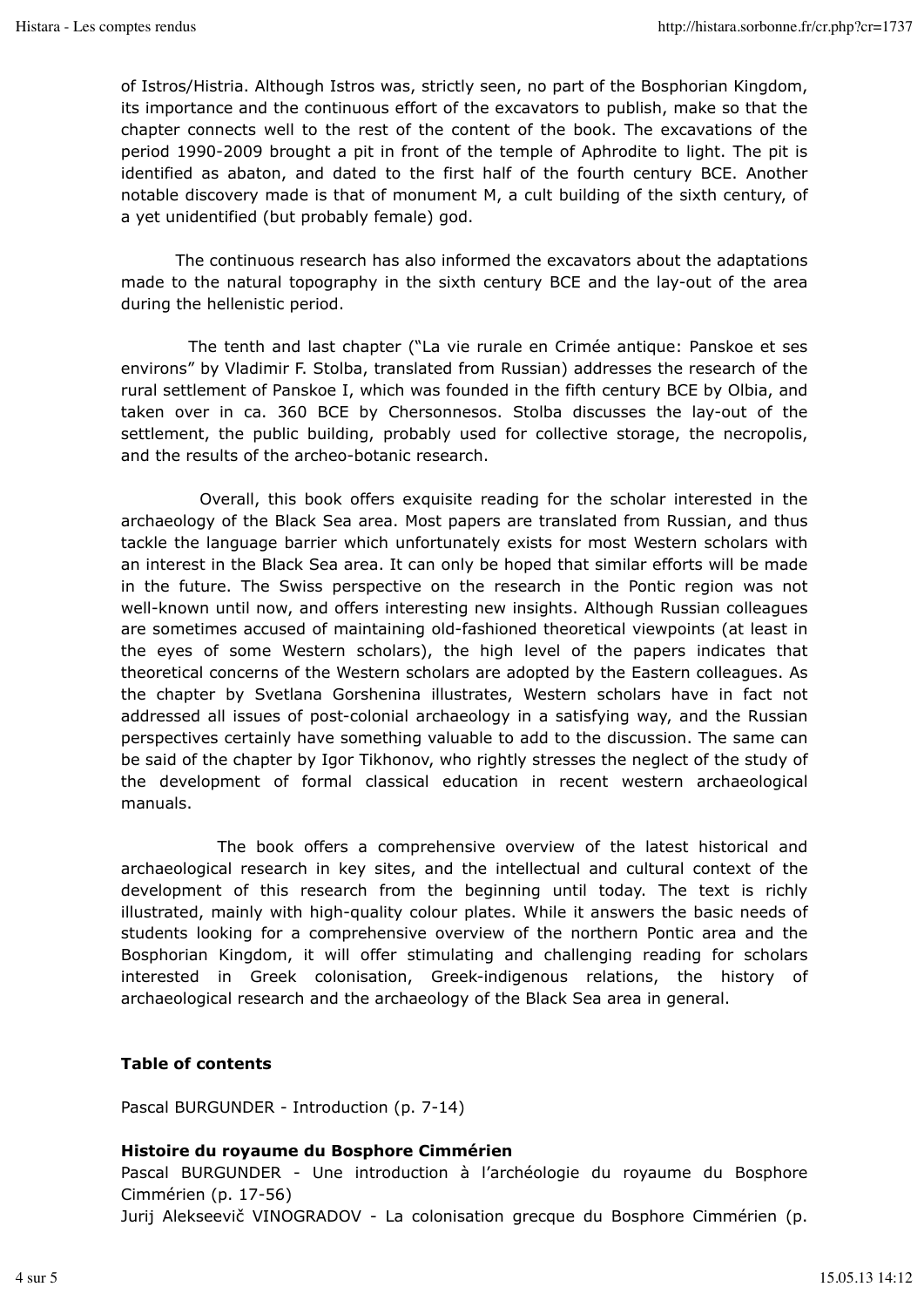of Istros/Histria. Although Istros was, strictly seen, no part of the Bosphorian Kingdom, its importance and the continuous effort of the excavators to publish, make so that the chapter connects well to the rest of the content of the book. The excavations of the period 1990-2009 brought a pit in front of the temple of Aphrodite to light. The pit is identified as abaton, and dated to the first half of the fourth century BCE. Another notable discovery made is that of monument M, a cult building of the sixth century, of a yet unidentified (but probably female) god.

The continuous research has also informed the excavators about the adaptations made to the natural topography in the sixth century BCE and the lay-out of the area during the hellenistic period.

The tenth and last chapter ("La vie rurale en Crimée antique: Panskoe et ses environs" by Vladimir F. Stolba, translated from Russian) addresses the research of the rural settlement of Panskoe I, which was founded in the fifth century BCE by Olbia, and taken over in ca. 360 BCE by Chersonnesos. Stolba discusses the lay-out of the settlement, the public building, probably used for collective storage, the necropolis, and the results of the archeo-botanic research.

Overall, this book offers exquisite reading for the scholar interested in the archaeology of the Black Sea area. Most papers are translated from Russian, and thus tackle the language barrier which unfortunately exists for most Western scholars with an interest in the Black Sea area. It can only be hoped that similar efforts will be made in the future. The Swiss perspective on the research in the Pontic region was not well-known until now, and offers interesting new insights. Although Russian colleagues are sometimes accused of maintaining old-fashioned theoretical viewpoints (at least in the eyes of some Western scholars), the high level of the papers indicates that theoretical concerns of the Western scholars are adopted by the Eastern colleagues. As the chapter by Svetlana Gorshenina illustrates, Western scholars have in fact not addressed all issues of post-colonial archaeology in a satisfying way, and the Russian perspectives certainly have something valuable to add to the discussion. The same can be said of the chapter by Igor Tikhonov, who rightly stresses the neglect of the study of the development of formal classical education in recent western archaeological manuals.

The book offers a comprehensive overview of the latest historical and archaeological research in key sites, and the intellectual and cultural context of the development of this research from the beginning until today. The text is richly illustrated, mainly with high-quality colour plates. While it answers the basic needs of students looking for a comprehensive overview of the northern Pontic area and the Bosphorian Kingdom, it will offer stimulating and challenging reading for scholars interested in Greek colonisation, Greek-indigenous relations, the history of archaeological research and the archaeology of the Black Sea area in general.

**Table of contents**

Pascal BURGUNDER - Introduction (p. 7-14)

**Histoire du royaume du Bosphore Cimmérien**

Pascal BURGUNDER - Une introduction à l'archéologie du royaume du Bosphore Cimmérien (p. 17-56)
Jurij Alekseevič VINOGRADOV - La colonisation grecque du Bosphore Cimmérien (p.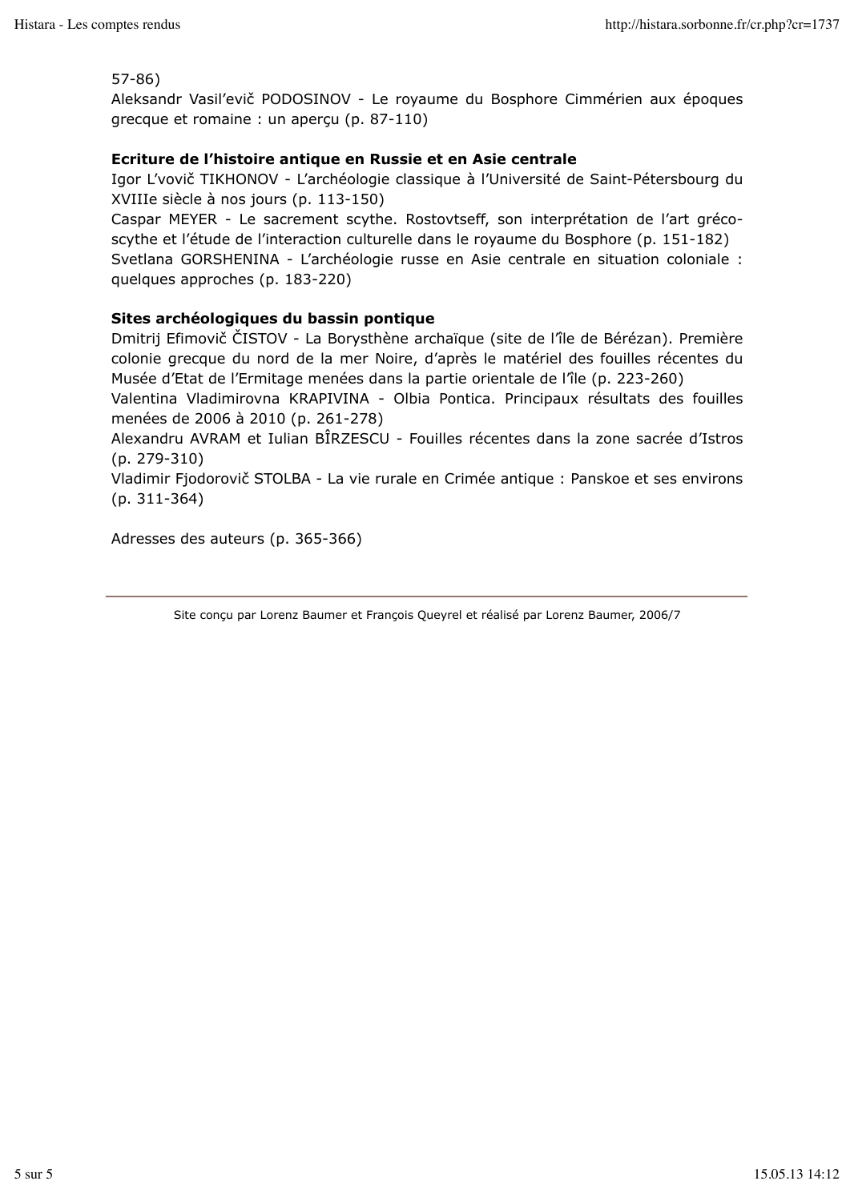57-86)
Aleksandr Vasil’evič PODOSINOV - Le royaume du Bosphore Cimmérien aux époques grecque et romaine : un aperçu (p. 87-110)

**Ecriture de l’histoire antique en Russie et en Asie centrale**
Igor L’vovič TIKHONOV - L’archéologie classique à l’Université de Saint-Pétersbourg du XVIIIe siècle à nos jours (p. 113-150)
Caspar MEYER - Le sacrement scythe. Rostovtseff, son interprétation de l’art gréco-scythe et l’étude de l’interaction culturelle dans le royaume du Bosphore (p. 151-182)
Svetlana GORSHENINA - L’archéologie russe en Asie centrale en situation coloniale : quelques approches (p. 183-220)

**Sites archéologiques du bassin pontique**
Dmitrij Efimovič ČISTOV - La Borysthène archaïque (site de l’île de Bérézan). Première colonie grecque du nord de la mer Noire, d’après le matériel des fouilles récentes du Musée d’Etat de l’Ermitage menées dans la partie orientale de l’île (p. 223-260)
Valentina Vladimirovna KRAPIVINA - Olbia Pontica. Principaux résultats des fouilles menées de 2006 à 2010 (p. 261-278)
Alexandru AVRAM et Iulian BÎRZESCU - Fouilles récentes dans la zone sacrée d’Istros (p. 279-310)
Vladimir Fjodorovič STOLBA - La vie rurale en Crimée antique : Panskoe et ses environs (p. 311-364)

Adresses des auteurs (p. 365-366)

---

Site conçu par Lorenz Baumer et François Queyrel et réalisé par Lorenz Baumer, 2006/7